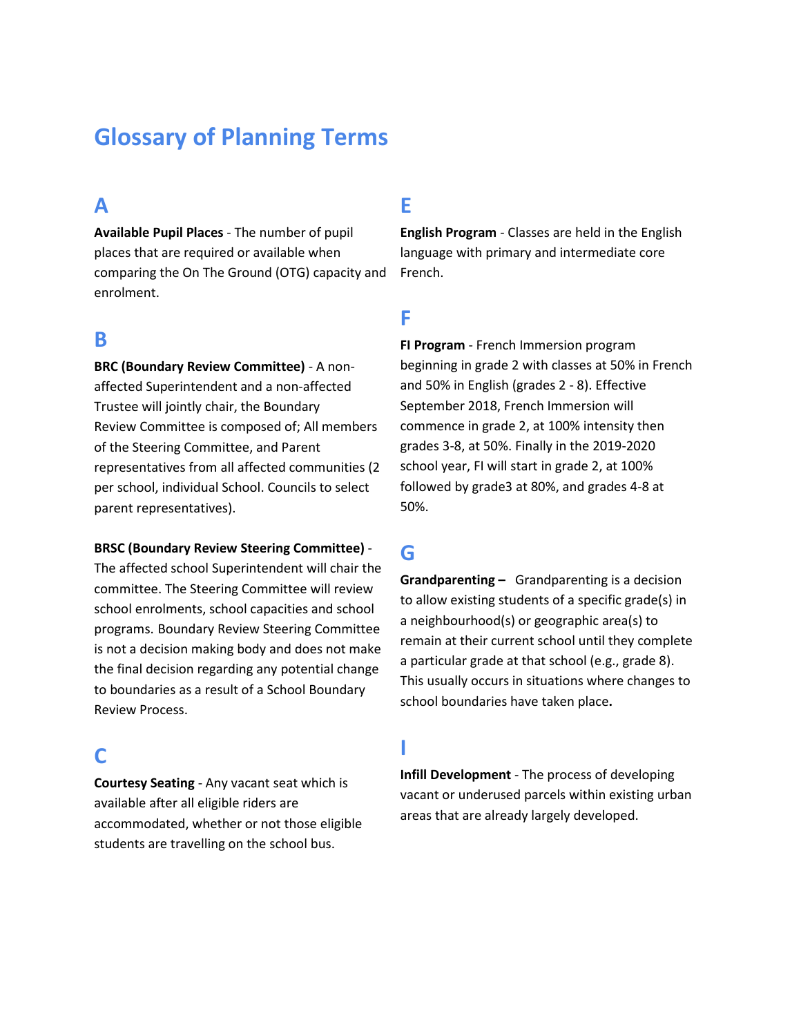# Glossary of Planning Terms

## A

**Available Pupil Places** - The number of pupil places that are required or available when comparing the On The Ground (OTG) capacity and enrolment.

## B

**BRC (Boundary Review Committee)** - A non-affected Superintendent and a non-affected Trustee will jointly chair, the Boundary Review Committee is composed of; All members of the Steering Committee, and Parent representatives from all affected communities (2 per school, individual School. Councils to select parent representatives).

**BRSC (Boundary Review Steering Committee)** - The affected school Superintendent will chair the committee. The Steering Committee will review school enrolments, school capacities and school programs. Boundary Review Steering Committee is not a decision making body and does not make the final decision regarding any potential change to boundaries as a result of a School Boundary Review Process.

## C

**Courtesy Seating** - Any vacant seat which is available after all eligible riders are accommodated, whether or not those eligible students are travelling on the school bus.

## E

**English Program** - Classes are held in the English language with primary and intermediate core French.

## F

**FI Program** - French Immersion program beginning in grade 2 with classes at 50% in French and 50% in English (grades 2 - 8). Effective September 2018, French Immersion will commence in grade 2, at 100% intensity then grades 3-8, at 50%. Finally in the 2019-2020 school year, FI will start in grade 2, at 100% followed by grade3 at 80%, and grades 4-8 at 50%.

## G

**Grandparenting –** Grandparenting is a decision to allow existing students of a specific grade(s) in a neighbourhood(s) or geographic area(s) to remain at their current school until they complete a particular grade at that school (e.g., grade 8). This usually occurs in situations where changes to school boundaries have taken place.

## I

**Infill Development** - The process of developing vacant or underused parcels within existing urban areas that are already largely developed.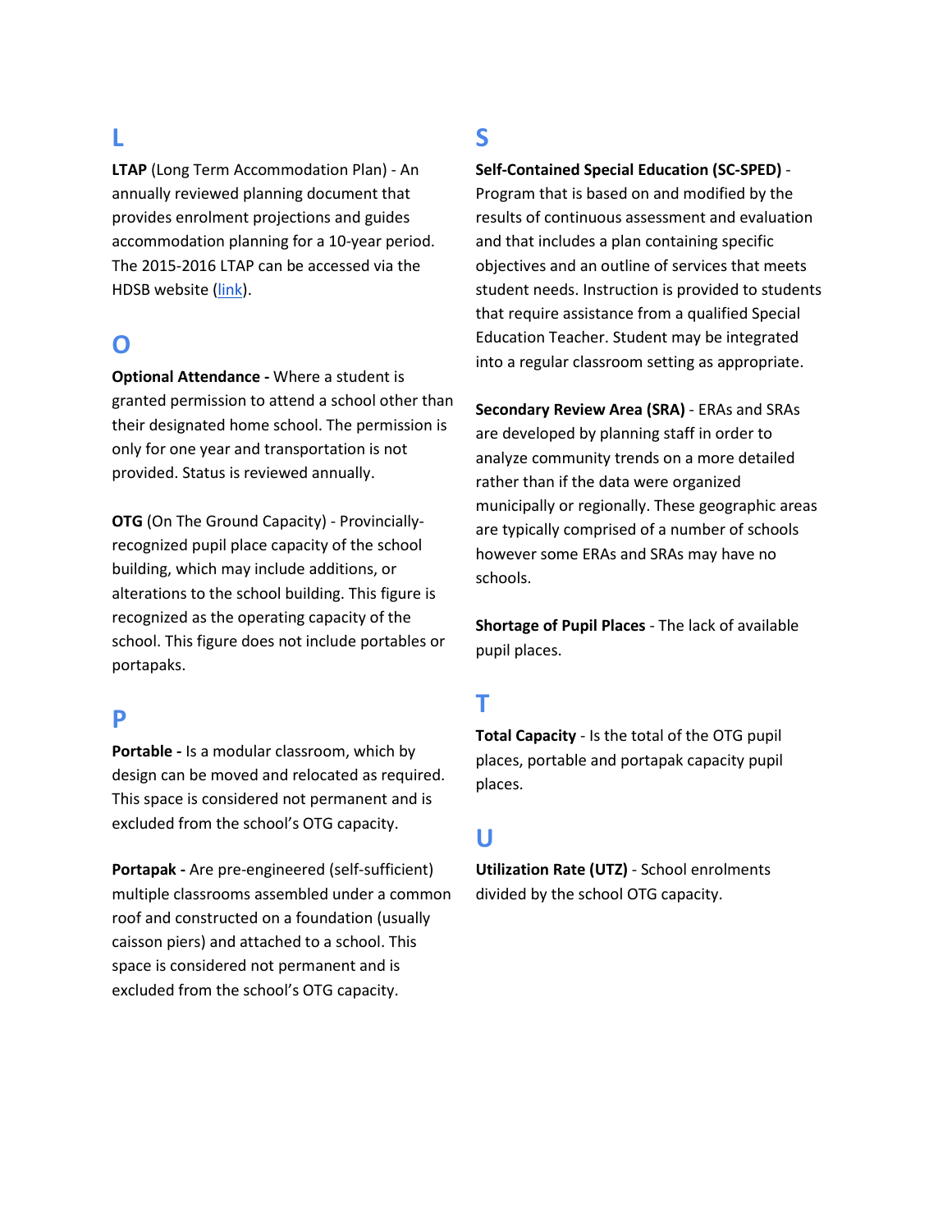## L

**LTAP** (Long Term Accommodation Plan) - An annually reviewed planning document that provides enrolment projections and guides accommodation planning for a 10-year period. The 2015-2016 LTAP can be accessed via the HDSB website (link).

## O

**Optional Attendance -** Where a student is granted permission to attend a school other than their designated home school. The permission is only for one year and transportation is not provided. Status is reviewed annually.

**OTG** (On The Ground Capacity) - Provincially-recognized pupil place capacity of the school building, which may include additions, or alterations to the school building. This figure is recognized as the operating capacity of the school. This figure does not include portables or portapaks.

## P

**Portable -** Is a modular classroom, which by design can be moved and relocated as required. This space is considered not permanent and is excluded from the school's OTG capacity.

**Portapak -** Are pre-engineered (self-sufficient) multiple classrooms assembled under a common roof and constructed on a foundation (usually caisson piers) and attached to a school. This space is considered not permanent and is excluded from the school's OTG capacity.

## S

**Self-Contained Special Education (SC-SPED)** - Program that is based on and modified by the results of continuous assessment and evaluation and that includes a plan containing specific objectives and an outline of services that meets student needs. Instruction is provided to students that require assistance from a qualified Special Education Teacher. Student may be integrated into a regular classroom setting as appropriate.

**Secondary Review Area (SRA)** - ERAs and SRAs are developed by planning staff in order to analyze community trends on a more detailed rather than if the data were organized municipally or regionally. These geographic areas are typically comprised of a number of schools however some ERAs and SRAs may have no schools.

**Shortage of Pupil Places** - The lack of available pupil places.

## T

**Total Capacity** - Is the total of the OTG pupil places, portable and portapak capacity pupil places.

## U

**Utilization Rate (UTZ)** - School enrolments divided by the school OTG capacity.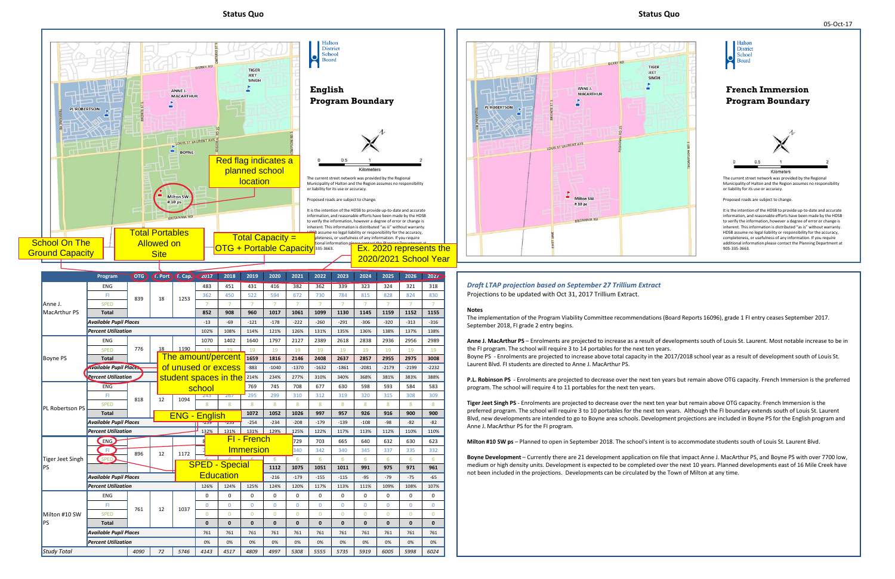Status Quo

Status Quo

05-Oct-17

Halton District School Board

**English Program Boundary**

DERRY RD
TIGER JEET SINGH
ANNE J. MACARTHUR
PL ROBERTSON
LOUIS ST LAURENT AVE
BOYNE
Milton SW #10 ps
BRITANNIA RD

Kilometers
0 0.5 1 2

The current street network was provided by the Regional Municipality of Halton and the Region assumes no responsibility or liability for its use or accuracy.

Proposed roads are subject to change.

It is the intention of the HDSB to provide up-to-date and accurate information, and reasonable efforts have been made by the HDSB to verify the information, however a degree of error or change is inherent. This information is distributed "as is" without warranty. HDSB assume no legal liability or responsibility for the accuracy, completeness, or usefulness of any information. If you require additional information please contact the Planning Department at 905-335-3663.

Red flag indicates a planned school location

School On The Ground Capacity

Total Portables Allowed on Site

Total Capacity = OTG + Portable Capacity

Ex. 2020 represents the 2020/2021 School Year

The amount/percent of unused or excess student spaces in the school

ENG - English

FI - French Immersion

SPED - Special Education

Halton District School Board

**French Immersion Program Boundary**

DERRY RD
TIGER JEET SINGH
ANNE J. MACARTHUR
PL ROBERTSON
LOUIS ST LAURENT AVE
Milton SW #10 ps
BRITANNIA RD

Kilometers
0 0.5 1 2

The current street network was provided by the Regional Municipality of Halton and the Region assumes no responsibility or liability for its use or accuracy.

Proposed roads are subject to change.

It is the intention of the HDSB to provide up-to-date and accurate information, and reasonable efforts have been made by the HDSB to verify the information, however a degree of error or change is inherent. This information is distributed "as is" without warranty. HDSB assume no legal liability or responsibility for the accuracy, completeness, or usefulness of any information. If you require additional information please contact the Planning Department at 905-335-3663.

| | Program | OTG | T. Port | T. Cap. | 2017 | 2018 | 2019 | 2020 | 2021 | 2022 | 2023 | 2024 | 2025 | 2026 | 2027 |
|---|---|---|---|---|---|---|---|---|---|---|---|---|---|---|---|
| Anne J. MacArthur PS | ENG | 839 | 18 | 1253 | 483 | 451 | 431 | 416 | 382 | 362 | 339 | 323 | 324 | 321 | 318 |
| | FI | | | | 362 | 450 | 522 | 594 | 672 | 730 | 784 | 815 | 828 | 824 | 830 |
| | SPED | | | | 7 | 7 | 7 | 7 | 7 | 7 | 7 | 7 | 7 | 7 | 7 |
| | Total | | | | 852 | 908 | 960 | 1017 | 1061 | 1099 | 1130 | 1145 | 1159 | 1152 | 1155 |
| | Available Pupil Places | | | | -13 | -69 | -121 | -178 | -222 | -260 | -291 | -306 | -320 | -313 | -316 |
| | Percent Utilization | | | | 102% | 108% | 114% | 121% | 126% | 131% | 135% | 136% | 138% | 137% | 138% |
| Boyne PS | ENG | 776 | 18 | 1190 | 1070 | 1402 | 1640 | 1797 | 2127 | 2389 | 2618 | 2838 | 2936 | 2956 | 2989 |
| | SPED | | | | 19 | 19 | 19 | 19 | 19 | 19 | 19 | 19 | 19 | 19 | 19 |
| | Total | | | | | | 1659 | 1816 | 2146 | 2408 | 2637 | 2857 | 2955 | 2975 | 3008 |
| | Available Pupil Places | | | | | | -883 | -1040 | -1370 | -1632 | -1861 | -2081 | -2179 | -2199 | -2232 |
| | Percent Utilization | | | | | | 214% | 234% | 277% | 310% | 340% | 368% | 381% | 383% | 388% |
| PL Robertson PS | ENG | 818 | 12 | 1094 | | | 769 | 745 | 708 | 677 | 630 | 598 | 593 | 584 | 583 |
| | FI | | | | 243 | 267 | 295 | 299 | 310 | 312 | 319 | 320 | 315 | 308 | 309 |
| | SPED | | | | 8 | 8 | 8 | 8 | 8 | 8 | 8 | 8 | 8 | 8 | 8 |
| | Total | | | | | | 1072 | 1052 | 1026 | 997 | 957 | 926 | 916 | 900 | 900 |
| | Available Pupil Places | | | | -239 | -255 | -254 | -234 | -208 | -179 | -139 | -108 | -98 | -82 | -82 |
| | Percent Utilization | | | | 132% | 131% | 131% | 129% | 125% | 122% | 117% | 113% | 112% | 110% | 110% |
| Tiger Jeet Singh PS | ENG | 896 | 12 | 1172 | | | | | 729 | 703 | 665 | 640 | 632 | 630 | 623 |
| | FI | | | | | | | | 340 | 342 | 340 | 345 | 337 | 335 | 332 |
| | SPED | | | | | | 6 | 6 | 6 | 6 | 6 | 6 | 6 | 6 | 6 |
| | Total | | | | | | | 1112 | 1075 | 1051 | 1011 | 991 | 975 | 971 | 961 |
| | Available Pupil Places | | | | | | | -216 | -179 | -155 | -115 | -95 | -79 | -75 | -65 |
| | Percent Utilization | | | | 126% | 124% | 125% | 124% | 120% | 117% | 113% | 111% | 109% | 108% | 107% |
| Milton #10 SW PS | ENG | 761 | 12 | 1037 | 0 | 0 | 0 | 0 | 0 | 0 | 0 | 0 | 0 | 0 | 0 |
| | FI | | | | 0 | 0 | 0 | 0 | 0 | 0 | 0 | 0 | 0 | 0 | 0 |
| | SPED | | | | 0 | 0 | 0 | 0 | 0 | 0 | 0 | 0 | 0 | 0 | 0 |
| | Total | | | | 0 | 0 | 0 | 0 | 0 | 0 | 0 | 0 | 0 | 0 | 0 |
| | Available Pupil Places | | | | 761 | 761 | 761 | 761 | 761 | 761 | 761 | 761 | 761 | 761 | 761 |
| | Percent Utilization | | | | 0% | 0% | 0% | 0% | 0% | 0% | 0% | 0% | 0% | 0% | 0% |
| *Study Total* | | 4090 | 72 | 5746 | 4143 | 4517 | 4809 | 4997 | 5308 | 5555 | 5735 | 5919 | 6005 | 5998 | 6024 |

***Draft LTAP projection based on September 27 Trillium Extract***

Projections to be updated with Oct 31, 2017 Trillium Extract.

**Notes**

The implementation of the Program Viability Committee recommendations (Board Reports 16096), grade 1 FI entry ceases September 2017. September 2018, FI grade 2 entry begins.

**Anne J. MacArthur PS** – Enrolments are projected to increase as a result of developments south of Louis St. Laurent. Most notable increase to be in the FI program. The school will require 3 to 14 portables for the next ten years.

Boyne PS - Enrolments are projected to increase above total capacity in the 2017/2018 school year as a result of development south of Louis St. Laurent Blvd. FI students are directed to Anne J. MacArthur PS.

**P.L. Robinson PS** - Enrolments are projected to decrease over the next ten years but remain above OTG capacity. French Immersion is the preferred program. The school will require 4 to 11 portables for the next ten years.

**Tiger Jeet Singh PS** - Enrolments are projected to decrease over the next ten year but remain above OTG capacity. French Immersion is the preferred program. The school will require 3 to 10 portables for the next ten years. Although the FI boundary extends south of Louis St. Laurent Blvd, new developments are intended to go to Boyne area schools. Development projections are included in Boyne PS for the English program and Anne J. MacArthur PS for the FI program.

**Milton #10 SW ps** – Planned to open in September 2018. The school's intent is to accommodate students south of Louis St. Laurent Blvd.

**Boyne Development** – Currently there are 21 development application on file that impact Anne J. MacArthur PS, and Boyne PS with over 7700 low, medium or high density units. Development is expected to be completed over the next 10 years. Planned developments east of 16 Mile Creek have not been included in the projections. Developments can be circulated by the Town of Milton at any time.